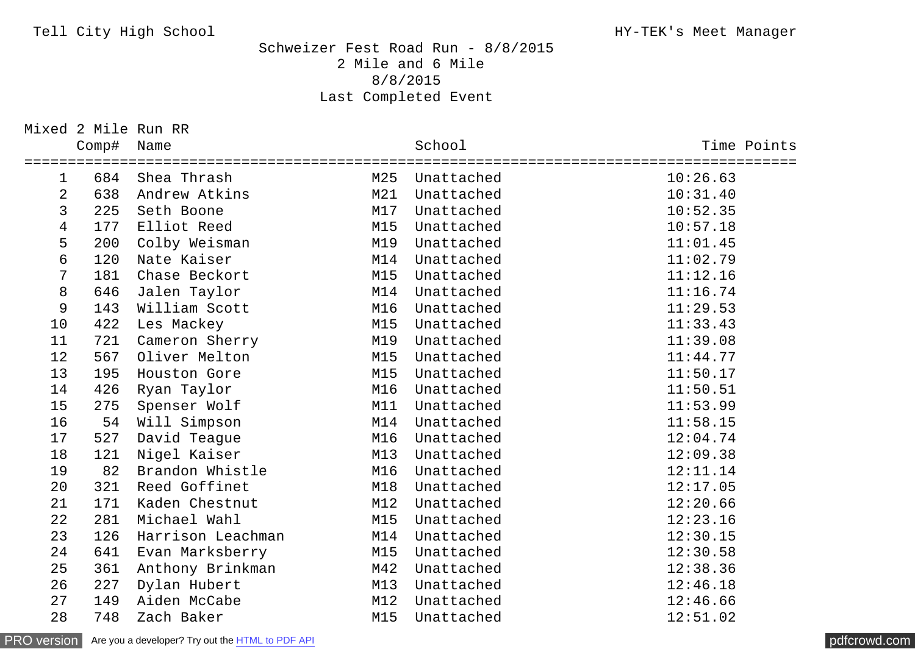Tell City High School

HY-TEK's Meet Manager

# Schweizer Fest Road Run - 8/8/2015

2 Mile and 6 Mile

8/8/2015

Last Completed Event

## Mixed 2 Mile Run RR

| | Comp# | Name | | School | Time | Points |
|---|---|---|---|---|---|---|
| 1 | 684 | Shea Thrash | M25 | Unattached | 10:26.63 | |
| 2 | 638 | Andrew Atkins | M21 | Unattached | 10:31.40 | |
| 3 | 225 | Seth Boone | M17 | Unattached | 10:52.35 | |
| 4 | 177 | Elliot Reed | M15 | Unattached | 10:57.18 | |
| 5 | 200 | Colby Weisman | M19 | Unattached | 11:01.45 | |
| 6 | 120 | Nate Kaiser | M14 | Unattached | 11:02.79 | |
| 7 | 181 | Chase Beckort | M15 | Unattached | 11:12.16 | |
| 8 | 646 | Jalen Taylor | M14 | Unattached | 11:16.74 | |
| 9 | 143 | William Scott | M16 | Unattached | 11:29.53 | |
| 10 | 422 | Les Mackey | M15 | Unattached | 11:33.43 | |
| 11 | 721 | Cameron Sherry | M19 | Unattached | 11:39.08 | |
| 12 | 567 | Oliver Melton | M15 | Unattached | 11:44.77 | |
| 13 | 195 | Houston Gore | M15 | Unattached | 11:50.17 | |
| 14 | 426 | Ryan Taylor | M16 | Unattached | 11:50.51 | |
| 15 | 275 | Spenser Wolf | M11 | Unattached | 11:53.99 | |
| 16 | 54 | Will Simpson | M14 | Unattached | 11:58.15 | |
| 17 | 527 | David Teague | M16 | Unattached | 12:04.74 | |
| 18 | 121 | Nigel Kaiser | M13 | Unattached | 12:09.38 | |
| 19 | 82 | Brandon Whistle | M16 | Unattached | 12:11.14 | |
| 20 | 321 | Reed Goffinet | M18 | Unattached | 12:17.05 | |
| 21 | 171 | Kaden Chestnut | M12 | Unattached | 12:20.66 | |
| 22 | 281 | Michael Wahl | M15 | Unattached | 12:23.16 | |
| 23 | 126 | Harrison Leachman | M14 | Unattached | 12:30.15 | |
| 24 | 641 | Evan Marksberry | M15 | Unattached | 12:30.58 | |
| 25 | 361 | Anthony Brinkman | M42 | Unattached | 12:38.36 | |
| 26 | 227 | Dylan Hubert | M13 | Unattached | 12:46.18 | |
| 27 | 149 | Aiden McCabe | M12 | Unattached | 12:46.66 | |
| 28 | 748 | Zach Baker | M15 | Unattached | 12:51.02 | |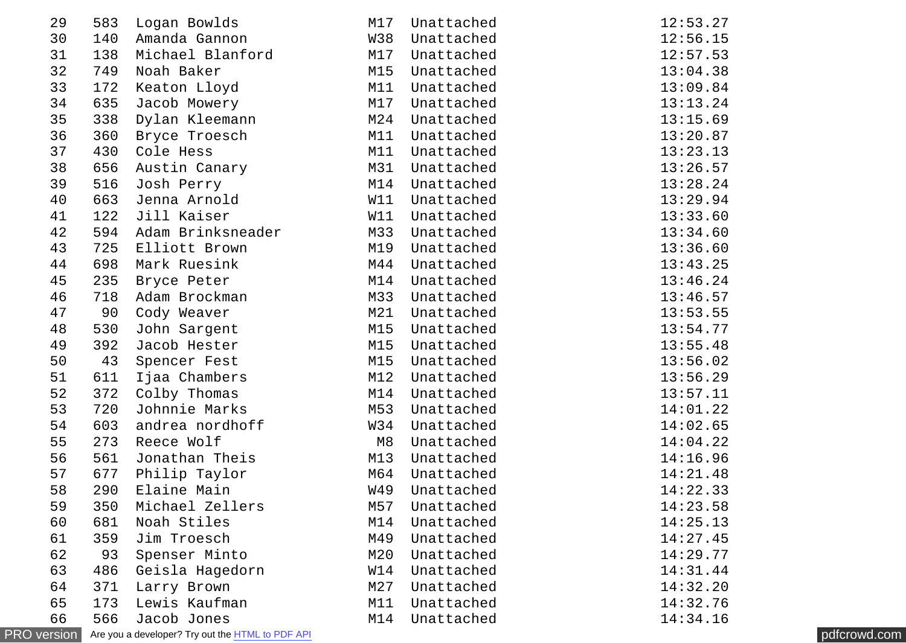| | | | | | |
|---|---|---|---|---|---|
| 29 | 583 | Logan Bowlds | M17 | Unattached | 12:53.27 |
| 30 | 140 | Amanda Gannon | W38 | Unattached | 12:56.15 |
| 31 | 138 | Michael Blanford | M17 | Unattached | 12:57.53 |
| 32 | 749 | Noah Baker | M15 | Unattached | 13:04.38 |
| 33 | 172 | Keaton Lloyd | M11 | Unattached | 13:09.84 |
| 34 | 635 | Jacob Mowery | M17 | Unattached | 13:13.24 |
| 35 | 338 | Dylan Kleemann | M24 | Unattached | 13:15.69 |
| 36 | 360 | Bryce Troesch | M11 | Unattached | 13:20.87 |
| 37 | 430 | Cole Hess | M11 | Unattached | 13:23.13 |
| 38 | 656 | Austin Canary | M31 | Unattached | 13:26.57 |
| 39 | 516 | Josh Perry | M14 | Unattached | 13:28.24 |
| 40 | 663 | Jenna Arnold | W11 | Unattached | 13:29.94 |
| 41 | 122 | Jill Kaiser | W11 | Unattached | 13:33.60 |
| 42 | 594 | Adam Brinksneader | M33 | Unattached | 13:34.60 |
| 43 | 725 | Elliott Brown | M19 | Unattached | 13:36.60 |
| 44 | 698 | Mark Ruesink | M44 | Unattached | 13:43.25 |
| 45 | 235 | Bryce Peter | M14 | Unattached | 13:46.24 |
| 46 | 718 | Adam Brockman | M33 | Unattached | 13:46.57 |
| 47 | 90 | Cody Weaver | M21 | Unattached | 13:53.55 |
| 48 | 530 | John Sargent | M15 | Unattached | 13:54.77 |
| 49 | 392 | Jacob Hester | M15 | Unattached | 13:55.48 |
| 50 | 43 | Spencer Fest | M15 | Unattached | 13:56.02 |
| 51 | 611 | Ijaa Chambers | M12 | Unattached | 13:56.29 |
| 52 | 372 | Colby Thomas | M14 | Unattached | 13:57.11 |
| 53 | 720 | Johnnie Marks | M53 | Unattached | 14:01.22 |
| 54 | 603 | andrea nordhoff | W34 | Unattached | 14:02.65 |
| 55 | 273 | Reece Wolf | M8 | Unattached | 14:04.22 |
| 56 | 561 | Jonathan Theis | M13 | Unattached | 14:16.96 |
| 57 | 677 | Philip Taylor | M64 | Unattached | 14:21.48 |
| 58 | 290 | Elaine Main | W49 | Unattached | 14:22.33 |
| 59 | 350 | Michael Zellers | M57 | Unattached | 14:23.58 |
| 60 | 681 | Noah Stiles | M14 | Unattached | 14:25.13 |
| 61 | 359 | Jim Troesch | M49 | Unattached | 14:27.45 |
| 62 | 93 | Spenser Minto | M20 | Unattached | 14:29.77 |
| 63 | 486 | Geisla Hagedorn | W14 | Unattached | 14:31.44 |
| 64 | 371 | Larry Brown | M27 | Unattached | 14:32.20 |
| 65 | 173 | Lewis Kaufman | M11 | Unattached | 14:32.76 |
| 66 | 566 | Jacob Jones | M14 | Unattached | 14:34.16 |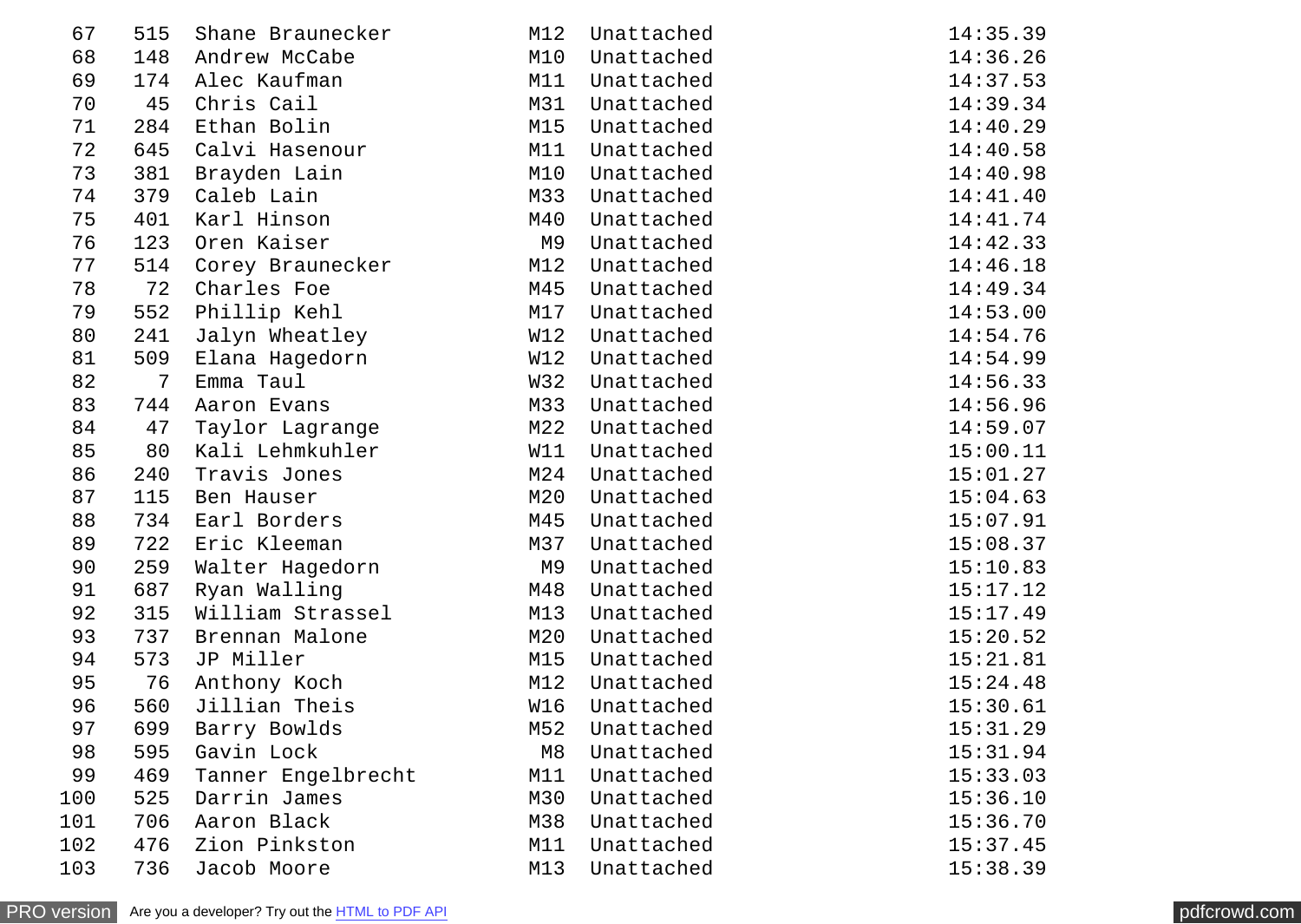| | | | | | |
|---|---|---|---|---|---|
| 67 | 515 | Shane Braunecker | M12 | Unattached | 14:35.39 |
| 68 | 148 | Andrew McCabe | M10 | Unattached | 14:36.26 |
| 69 | 174 | Alec Kaufman | M11 | Unattached | 14:37.53 |
| 70 | 45 | Chris Cail | M31 | Unattached | 14:39.34 |
| 71 | 284 | Ethan Bolin | M15 | Unattached | 14:40.29 |
| 72 | 645 | Calvi Hasenour | M11 | Unattached | 14:40.58 |
| 73 | 381 | Brayden Lain | M10 | Unattached | 14:40.98 |
| 74 | 379 | Caleb Lain | M33 | Unattached | 14:41.40 |
| 75 | 401 | Karl Hinson | M40 | Unattached | 14:41.74 |
| 76 | 123 | Oren Kaiser | M9 | Unattached | 14:42.33 |
| 77 | 514 | Corey Braunecker | M12 | Unattached | 14:46.18 |
| 78 | 72 | Charles Foe | M45 | Unattached | 14:49.34 |
| 79 | 552 | Phillip Kehl | M17 | Unattached | 14:53.00 |
| 80 | 241 | Jalyn Wheatley | W12 | Unattached | 14:54.76 |
| 81 | 509 | Elana Hagedorn | W12 | Unattached | 14:54.99 |
| 82 | 7 | Emma Taul | W32 | Unattached | 14:56.33 |
| 83 | 744 | Aaron Evans | M33 | Unattached | 14:56.96 |
| 84 | 47 | Taylor Lagrange | M22 | Unattached | 14:59.07 |
| 85 | 80 | Kali Lehmkuhler | W11 | Unattached | 15:00.11 |
| 86 | 240 | Travis Jones | M24 | Unattached | 15:01.27 |
| 87 | 115 | Ben Hauser | M20 | Unattached | 15:04.63 |
| 88 | 734 | Earl Borders | M45 | Unattached | 15:07.91 |
| 89 | 722 | Eric Kleeman | M37 | Unattached | 15:08.37 |
| 90 | 259 | Walter Hagedorn | M9 | Unattached | 15:10.83 |
| 91 | 687 | Ryan Walling | M48 | Unattached | 15:17.12 |
| 92 | 315 | William Strassel | M13 | Unattached | 15:17.49 |
| 93 | 737 | Brennan Malone | M20 | Unattached | 15:20.52 |
| 94 | 573 | JP Miller | M15 | Unattached | 15:21.81 |
| 95 | 76 | Anthony Koch | M12 | Unattached | 15:24.48 |
| 96 | 560 | Jillian Theis | W16 | Unattached | 15:30.61 |
| 97 | 699 | Barry Bowlds | M52 | Unattached | 15:31.29 |
| 98 | 595 | Gavin Lock | M8 | Unattached | 15:31.94 |
| 99 | 469 | Tanner Engelbrecht | M11 | Unattached | 15:33.03 |
| 100 | 525 | Darrin James | M30 | Unattached | 15:36.10 |
| 101 | 706 | Aaron Black | M38 | Unattached | 15:36.70 |
| 102 | 476 | Zion Pinkston | M11 | Unattached | 15:37.45 |
| 103 | 736 | Jacob Moore | M13 | Unattached | 15:38.39 |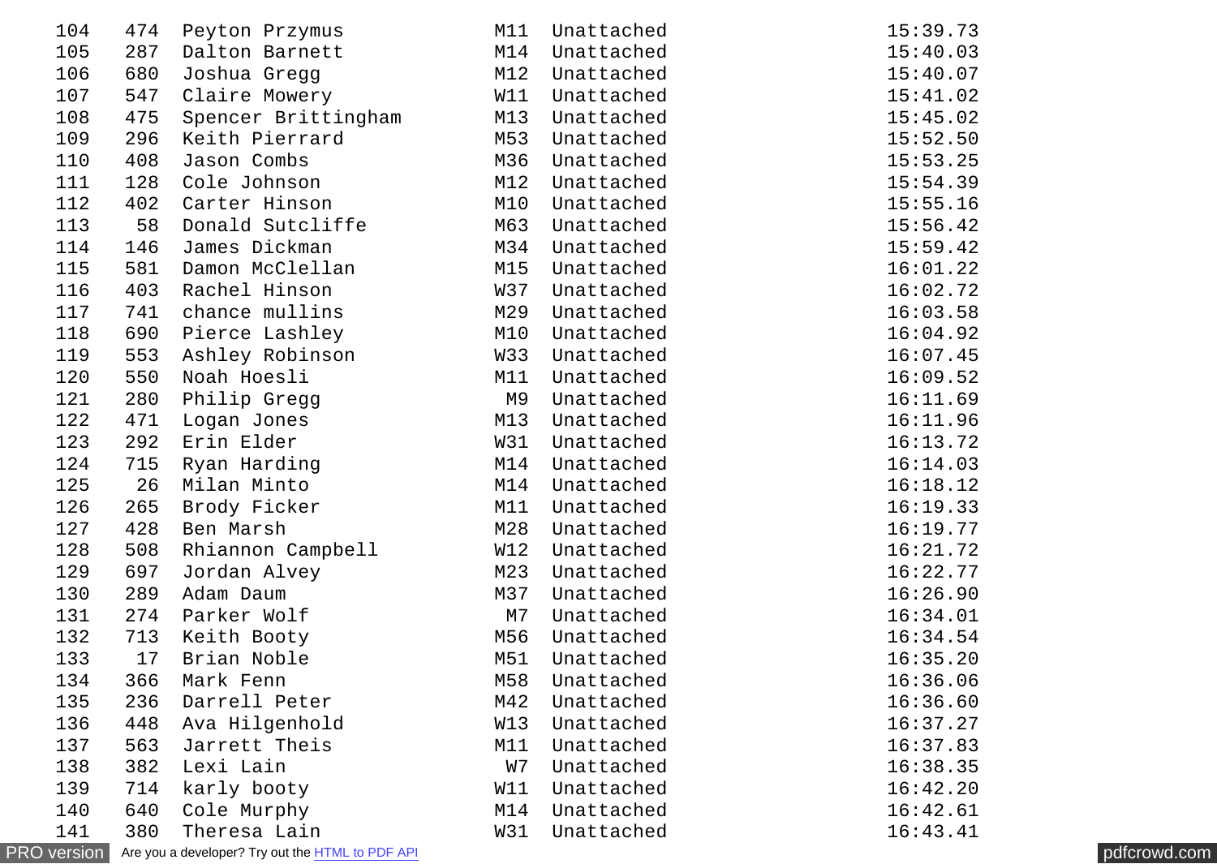| | | | | | |
|---|---|---|---|---|---|
| 104 | 474 | Peyton Przymus | M11 | Unattached | 15:39.73 |
| 105 | 287 | Dalton Barnett | M14 | Unattached | 15:40.03 |
| 106 | 680 | Joshua Gregg | M12 | Unattached | 15:40.07 |
| 107 | 547 | Claire Mowery | W11 | Unattached | 15:41.02 |
| 108 | 475 | Spencer Brittingham | M13 | Unattached | 15:45.02 |
| 109 | 296 | Keith Pierrard | M53 | Unattached | 15:52.50 |
| 110 | 408 | Jason Combs | M36 | Unattached | 15:53.25 |
| 111 | 128 | Cole Johnson | M12 | Unattached | 15:54.39 |
| 112 | 402 | Carter Hinson | M10 | Unattached | 15:55.16 |
| 113 | 58 | Donald Sutcliffe | M63 | Unattached | 15:56.42 |
| 114 | 146 | James Dickman | M34 | Unattached | 15:59.42 |
| 115 | 581 | Damon McClellan | M15 | Unattached | 16:01.22 |
| 116 | 403 | Rachel Hinson | W37 | Unattached | 16:02.72 |
| 117 | 741 | chance mullins | M29 | Unattached | 16:03.58 |
| 118 | 690 | Pierce Lashley | M10 | Unattached | 16:04.92 |
| 119 | 553 | Ashley Robinson | W33 | Unattached | 16:07.45 |
| 120 | 550 | Noah Hoesli | M11 | Unattached | 16:09.52 |
| 121 | 280 | Philip Gregg | M9 | Unattached | 16:11.69 |
| 122 | 471 | Logan Jones | M13 | Unattached | 16:11.96 |
| 123 | 292 | Erin Elder | W31 | Unattached | 16:13.72 |
| 124 | 715 | Ryan Harding | M14 | Unattached | 16:14.03 |
| 125 | 26 | Milan Minto | M14 | Unattached | 16:18.12 |
| 126 | 265 | Brody Ficker | M11 | Unattached | 16:19.33 |
| 127 | 428 | Ben Marsh | M28 | Unattached | 16:19.77 |
| 128 | 508 | Rhiannon Campbell | W12 | Unattached | 16:21.72 |
| 129 | 697 | Jordan Alvey | M23 | Unattached | 16:22.77 |
| 130 | 289 | Adam Daum | M37 | Unattached | 16:26.90 |
| 131 | 274 | Parker Wolf | M7 | Unattached | 16:34.01 |
| 132 | 713 | Keith Booty | M56 | Unattached | 16:34.54 |
| 133 | 17 | Brian Noble | M51 | Unattached | 16:35.20 |
| 134 | 366 | Mark Fenn | M58 | Unattached | 16:36.06 |
| 135 | 236 | Darrell Peter | M42 | Unattached | 16:36.60 |
| 136 | 448 | Ava Hilgenhold | W13 | Unattached | 16:37.27 |
| 137 | 563 | Jarrett Theis | M11 | Unattached | 16:37.83 |
| 138 | 382 | Lexi Lain | W7 | Unattached | 16:38.35 |
| 139 | 714 | karly booty | W11 | Unattached | 16:42.20 |
| 140 | 640 | Cole Murphy | M14 | Unattached | 16:42.61 |
| 141 | 380 | Theresa Lain | W31 | Unattached | 16:43.41 |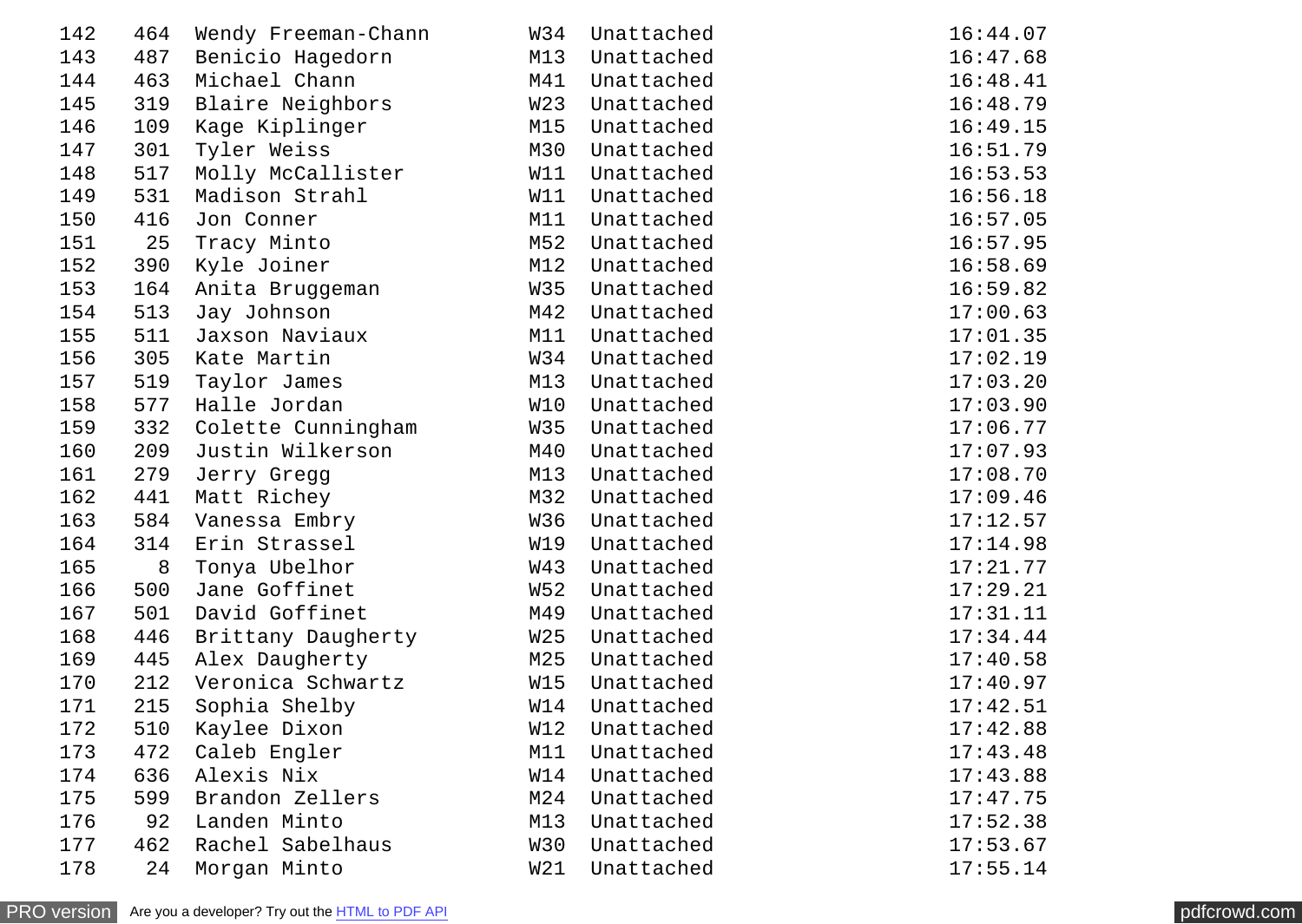| 142 | 464 | Wendy Freeman-Chann | W34 | Unattached | 16:44.07 |
|---|---|---|---|---|---|
| 143 | 487 | Benicio Hagedorn | M13 | Unattached | 16:47.68 |
| 144 | 463 | Michael Chann | M41 | Unattached | 16:48.41 |
| 145 | 319 | Blaire Neighbors | W23 | Unattached | 16:48.79 |
| 146 | 109 | Kage Kiplinger | M15 | Unattached | 16:49.15 |
| 147 | 301 | Tyler Weiss | M30 | Unattached | 16:51.79 |
| 148 | 517 | Molly McCallister | W11 | Unattached | 16:53.53 |
| 149 | 531 | Madison Strahl | W11 | Unattached | 16:56.18 |
| 150 | 416 | Jon Conner | M11 | Unattached | 16:57.05 |
| 151 | 25 | Tracy Minto | M52 | Unattached | 16:57.95 |
| 152 | 390 | Kyle Joiner | M12 | Unattached | 16:58.69 |
| 153 | 164 | Anita Bruggeman | W35 | Unattached | 16:59.82 |
| 154 | 513 | Jay Johnson | M42 | Unattached | 17:00.63 |
| 155 | 511 | Jaxson Naviaux | M11 | Unattached | 17:01.35 |
| 156 | 305 | Kate Martin | W34 | Unattached | 17:02.19 |
| 157 | 519 | Taylor James | M13 | Unattached | 17:03.20 |
| 158 | 577 | Halle Jordan | W10 | Unattached | 17:03.90 |
| 159 | 332 | Colette Cunningham | W35 | Unattached | 17:06.77 |
| 160 | 209 | Justin Wilkerson | M40 | Unattached | 17:07.93 |
| 161 | 279 | Jerry Gregg | M13 | Unattached | 17:08.70 |
| 162 | 441 | Matt Richey | M32 | Unattached | 17:09.46 |
| 163 | 584 | Vanessa Embry | W36 | Unattached | 17:12.57 |
| 164 | 314 | Erin Strassel | W19 | Unattached | 17:14.98 |
| 165 | 8 | Tonya Ubelhor | W43 | Unattached | 17:21.77 |
| 166 | 500 | Jane Goffinet | W52 | Unattached | 17:29.21 |
| 167 | 501 | David Goffinet | M49 | Unattached | 17:31.11 |
| 168 | 446 | Brittany Daugherty | W25 | Unattached | 17:34.44 |
| 169 | 445 | Alex Daugherty | M25 | Unattached | 17:40.58 |
| 170 | 212 | Veronica Schwartz | W15 | Unattached | 17:40.97 |
| 171 | 215 | Sophia Shelby | W14 | Unattached | 17:42.51 |
| 172 | 510 | Kaylee Dixon | W12 | Unattached | 17:42.88 |
| 173 | 472 | Caleb Engler | M11 | Unattached | 17:43.48 |
| 174 | 636 | Alexis Nix | W14 | Unattached | 17:43.88 |
| 175 | 599 | Brandon Zellers | M24 | Unattached | 17:47.75 |
| 176 | 92 | Landen Minto | M13 | Unattached | 17:52.38 |
| 177 | 462 | Rachel Sabelhaus | W30 | Unattached | 17:53.67 |
| 178 | 24 | Morgan Minto | W21 | Unattached | 17:55.14 |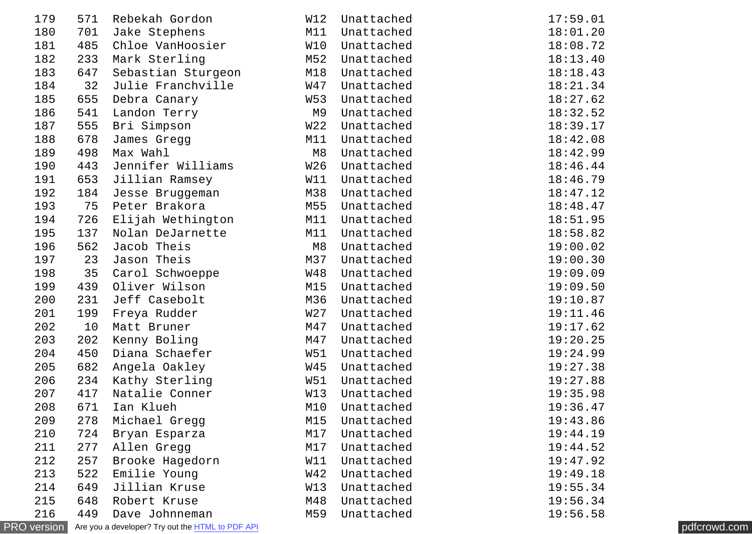| | | | | | |
|---|---|---|---|---|---|
| 179 | 571 | Rebekah Gordon | W12 | Unattached | 17:59.01 |
| 180 | 701 | Jake Stephens | M11 | Unattached | 18:01.20 |
| 181 | 485 | Chloe VanHoosier | W10 | Unattached | 18:08.72 |
| 182 | 233 | Mark Sterling | M52 | Unattached | 18:13.40 |
| 183 | 647 | Sebastian Sturgeon | M18 | Unattached | 18:18.43 |
| 184 | 32 | Julie Franchville | W47 | Unattached | 18:21.34 |
| 185 | 655 | Debra Canary | W53 | Unattached | 18:27.62 |
| 186 | 541 | Landon Terry | M9 | Unattached | 18:32.52 |
| 187 | 555 | Bri Simpson | W22 | Unattached | 18:39.17 |
| 188 | 678 | James Gregg | M11 | Unattached | 18:42.08 |
| 189 | 498 | Max Wahl | M8 | Unattached | 18:42.99 |
| 190 | 443 | Jennifer Williams | W26 | Unattached | 18:46.44 |
| 191 | 653 | Jillian Ramsey | W11 | Unattached | 18:46.79 |
| 192 | 184 | Jesse Bruggeman | M38 | Unattached | 18:47.12 |
| 193 | 75 | Peter Brakora | M55 | Unattached | 18:48.47 |
| 194 | 726 | Elijah Wethington | M11 | Unattached | 18:51.95 |
| 195 | 137 | Nolan DeJarnette | M11 | Unattached | 18:58.82 |
| 196 | 562 | Jacob Theis | M8 | Unattached | 19:00.02 |
| 197 | 23 | Jason Theis | M37 | Unattached | 19:00.30 |
| 198 | 35 | Carol Schwoeppe | W48 | Unattached | 19:09.09 |
| 199 | 439 | Oliver Wilson | M15 | Unattached | 19:09.50 |
| 200 | 231 | Jeff Casebolt | M36 | Unattached | 19:10.87 |
| 201 | 199 | Freya Rudder | W27 | Unattached | 19:11.46 |
| 202 | 10 | Matt Bruner | M47 | Unattached | 19:17.62 |
| 203 | 202 | Kenny Boling | M47 | Unattached | 19:20.25 |
| 204 | 450 | Diana Schaefer | W51 | Unattached | 19:24.99 |
| 205 | 682 | Angela Oakley | W45 | Unattached | 19:27.38 |
| 206 | 234 | Kathy Sterling | W51 | Unattached | 19:27.88 |
| 207 | 417 | Natalie Conner | W13 | Unattached | 19:35.98 |
| 208 | 671 | Ian Klueh | M10 | Unattached | 19:36.47 |
| 209 | 278 | Michael Gregg | M15 | Unattached | 19:43.86 |
| 210 | 724 | Bryan Esparza | M17 | Unattached | 19:44.19 |
| 211 | 277 | Allen Gregg | M17 | Unattached | 19:44.52 |
| 212 | 257 | Brooke Hagedorn | W11 | Unattached | 19:47.92 |
| 213 | 522 | Emilie Young | W42 | Unattached | 19:49.18 |
| 214 | 649 | Jillian Kruse | W13 | Unattached | 19:55.34 |
| 215 | 648 | Robert Kruse | M48 | Unattached | 19:56.34 |
| 216 | 449 | Dave Johnneman | M59 | Unattached | 19:56.58 |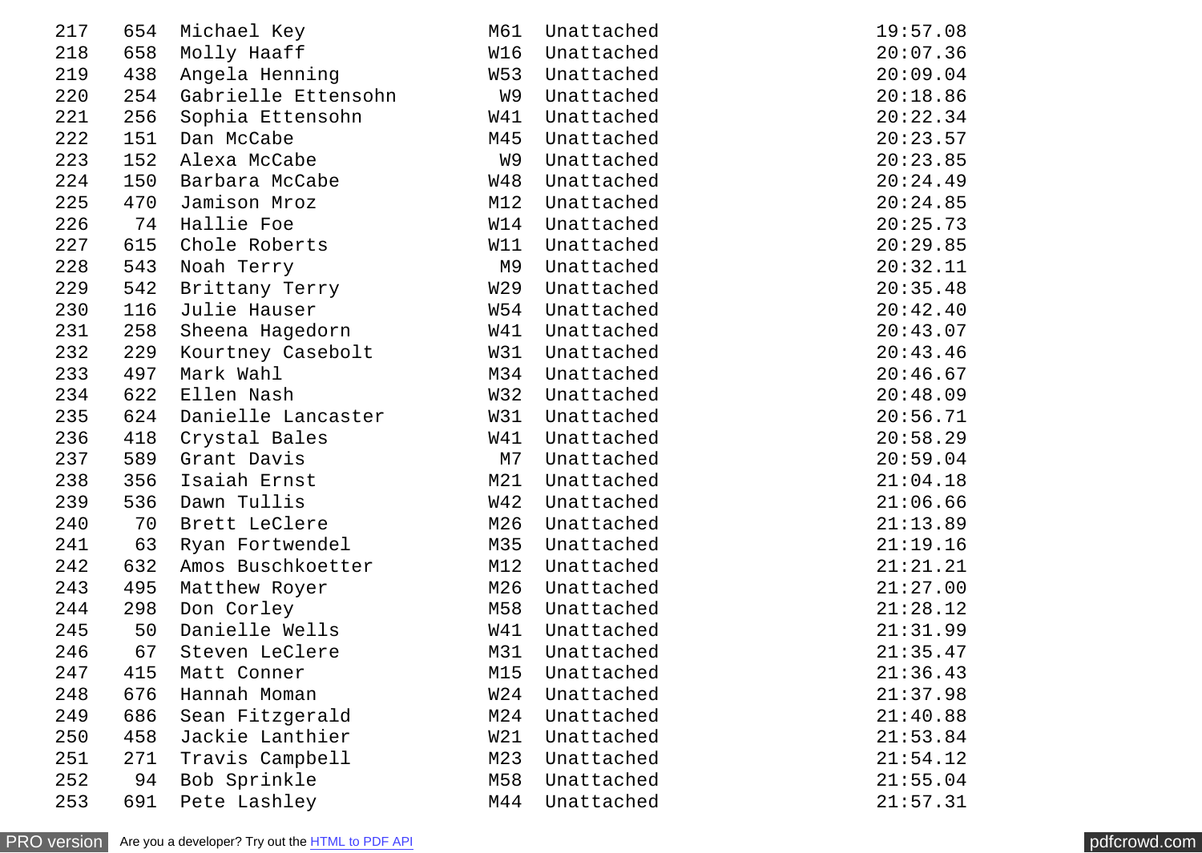| | | | | | |
|---|---|---|---|---|---|
| 217 | 654 | Michael Key | M61 | Unattached | 19:57.08 |
| 218 | 658 | Molly Haaff | W16 | Unattached | 20:07.36 |
| 219 | 438 | Angela Henning | W53 | Unattached | 20:09.04 |
| 220 | 254 | Gabrielle Ettensohn | W9 | Unattached | 20:18.86 |
| 221 | 256 | Sophia Ettensohn | W41 | Unattached | 20:22.34 |
| 222 | 151 | Dan McCabe | M45 | Unattached | 20:23.57 |
| 223 | 152 | Alexa McCabe | W9 | Unattached | 20:23.85 |
| 224 | 150 | Barbara McCabe | W48 | Unattached | 20:24.49 |
| 225 | 470 | Jamison Mroz | M12 | Unattached | 20:24.85 |
| 226 | 74 | Hallie Foe | W14 | Unattached | 20:25.73 |
| 227 | 615 | Chole Roberts | W11 | Unattached | 20:29.85 |
| 228 | 543 | Noah Terry | M9 | Unattached | 20:32.11 |
| 229 | 542 | Brittany Terry | W29 | Unattached | 20:35.48 |
| 230 | 116 | Julie Hauser | W54 | Unattached | 20:42.40 |
| 231 | 258 | Sheena Hagedorn | W41 | Unattached | 20:43.07 |
| 232 | 229 | Kourtney Casebolt | W31 | Unattached | 20:43.46 |
| 233 | 497 | Mark Wahl | M34 | Unattached | 20:46.67 |
| 234 | 622 | Ellen Nash | W32 | Unattached | 20:48.09 |
| 235 | 624 | Danielle Lancaster | W31 | Unattached | 20:56.71 |
| 236 | 418 | Crystal Bales | W41 | Unattached | 20:58.29 |
| 237 | 589 | Grant Davis | M7 | Unattached | 20:59.04 |
| 238 | 356 | Isaiah Ernst | M21 | Unattached | 21:04.18 |
| 239 | 536 | Dawn Tullis | W42 | Unattached | 21:06.66 |
| 240 | 70 | Brett LeClere | M26 | Unattached | 21:13.89 |
| 241 | 63 | Ryan Fortwendel | M35 | Unattached | 21:19.16 |
| 242 | 632 | Amos Buschkoetter | M12 | Unattached | 21:21.21 |
| 243 | 495 | Matthew Royer | M26 | Unattached | 21:27.00 |
| 244 | 298 | Don Corley | M58 | Unattached | 21:28.12 |
| 245 | 50 | Danielle Wells | W41 | Unattached | 21:31.99 |
| 246 | 67 | Steven LeClere | M31 | Unattached | 21:35.47 |
| 247 | 415 | Matt Conner | M15 | Unattached | 21:36.43 |
| 248 | 676 | Hannah Moman | W24 | Unattached | 21:37.98 |
| 249 | 686 | Sean Fitzgerald | M24 | Unattached | 21:40.88 |
| 250 | 458 | Jackie Lanthier | W21 | Unattached | 21:53.84 |
| 251 | 271 | Travis Campbell | M23 | Unattached | 21:54.12 |
| 252 | 94 | Bob Sprinkle | M58 | Unattached | 21:55.04 |
| 253 | 691 | Pete Lashley | M44 | Unattached | 21:57.31 |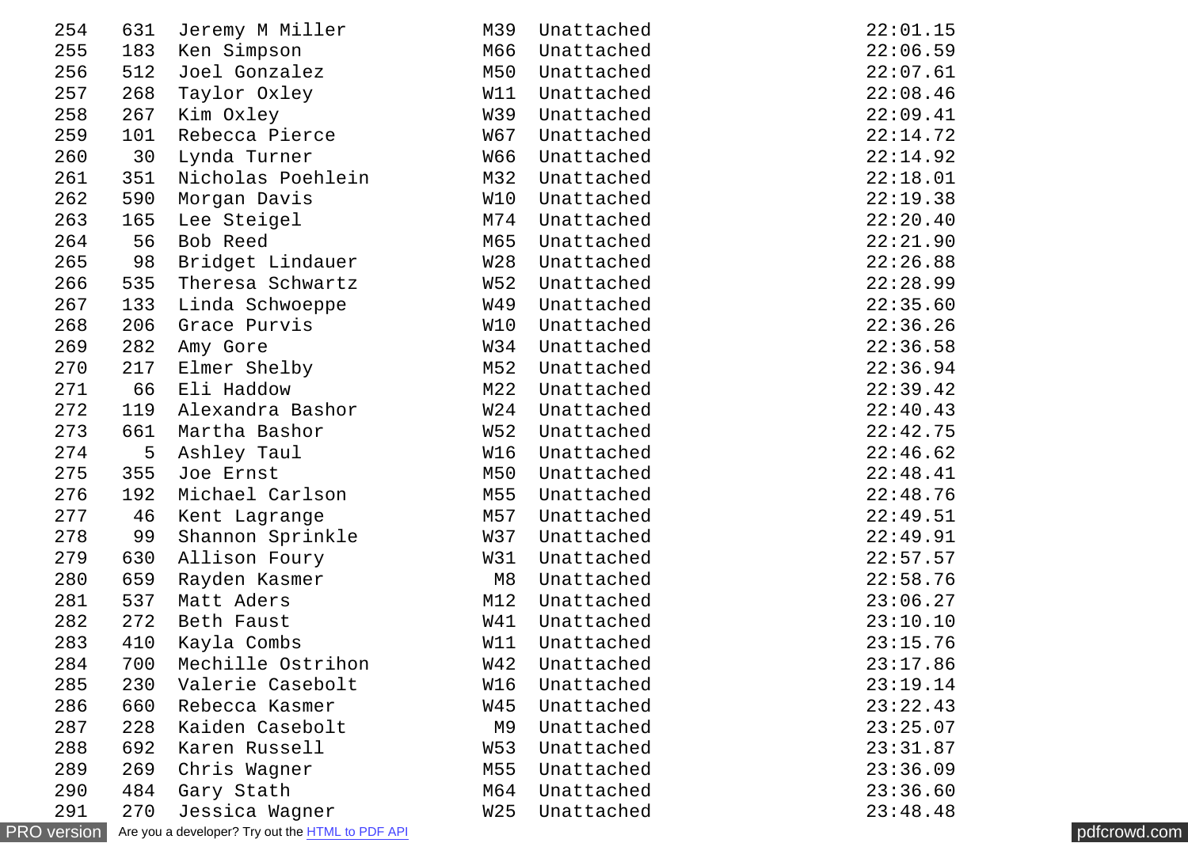| | | | | | |
|---|---|---|---|---|---|
| 254 | 631 | Jeremy M Miller | M39 | Unattached | 22:01.15 |
| 255 | 183 | Ken Simpson | M66 | Unattached | 22:06.59 |
| 256 | 512 | Joel Gonzalez | M50 | Unattached | 22:07.61 |
| 257 | 268 | Taylor Oxley | W11 | Unattached | 22:08.46 |
| 258 | 267 | Kim Oxley | W39 | Unattached | 22:09.41 |
| 259 | 101 | Rebecca Pierce | W67 | Unattached | 22:14.72 |
| 260 | 30 | Lynda Turner | W66 | Unattached | 22:14.92 |
| 261 | 351 | Nicholas Poehlein | M32 | Unattached | 22:18.01 |
| 262 | 590 | Morgan Davis | W10 | Unattached | 22:19.38 |
| 263 | 165 | Lee Steigel | M74 | Unattached | 22:20.40 |
| 264 | 56 | Bob Reed | M65 | Unattached | 22:21.90 |
| 265 | 98 | Bridget Lindauer | W28 | Unattached | 22:26.88 |
| 266 | 535 | Theresa Schwartz | W52 | Unattached | 22:28.99 |
| 267 | 133 | Linda Schwoeppe | W49 | Unattached | 22:35.60 |
| 268 | 206 | Grace Purvis | W10 | Unattached | 22:36.26 |
| 269 | 282 | Amy Gore | W34 | Unattached | 22:36.58 |
| 270 | 217 | Elmer Shelby | M52 | Unattached | 22:36.94 |
| 271 | 66 | Eli Haddow | M22 | Unattached | 22:39.42 |
| 272 | 119 | Alexandra Bashor | W24 | Unattached | 22:40.43 |
| 273 | 661 | Martha Bashor | W52 | Unattached | 22:42.75 |
| 274 | 5 | Ashley Taul | W16 | Unattached | 22:46.62 |
| 275 | 355 | Joe Ernst | M50 | Unattached | 22:48.41 |
| 276 | 192 | Michael Carlson | M55 | Unattached | 22:48.76 |
| 277 | 46 | Kent Lagrange | M57 | Unattached | 22:49.51 |
| 278 | 99 | Shannon Sprinkle | W37 | Unattached | 22:49.91 |
| 279 | 630 | Allison Foury | W31 | Unattached | 22:57.57 |
| 280 | 659 | Rayden Kasmer | M8 | Unattached | 22:58.76 |
| 281 | 537 | Matt Aders | M12 | Unattached | 23:06.27 |
| 282 | 272 | Beth Faust | W41 | Unattached | 23:10.10 |
| 283 | 410 | Kayla Combs | W11 | Unattached | 23:15.76 |
| 284 | 700 | Mechille Ostrihon | W42 | Unattached | 23:17.86 |
| 285 | 230 | Valerie Casebolt | W16 | Unattached | 23:19.14 |
| 286 | 660 | Rebecca Kasmer | W45 | Unattached | 23:22.43 |
| 287 | 228 | Kaiden Casebolt | M9 | Unattached | 23:25.07 |
| 288 | 692 | Karen Russell | W53 | Unattached | 23:31.87 |
| 289 | 269 | Chris Wagner | M55 | Unattached | 23:36.09 |
| 290 | 484 | Gary Stath | M64 | Unattached | 23:36.60 |
| 291 | 270 | Jessica Wagner | W25 | Unattached | 23:48.48 |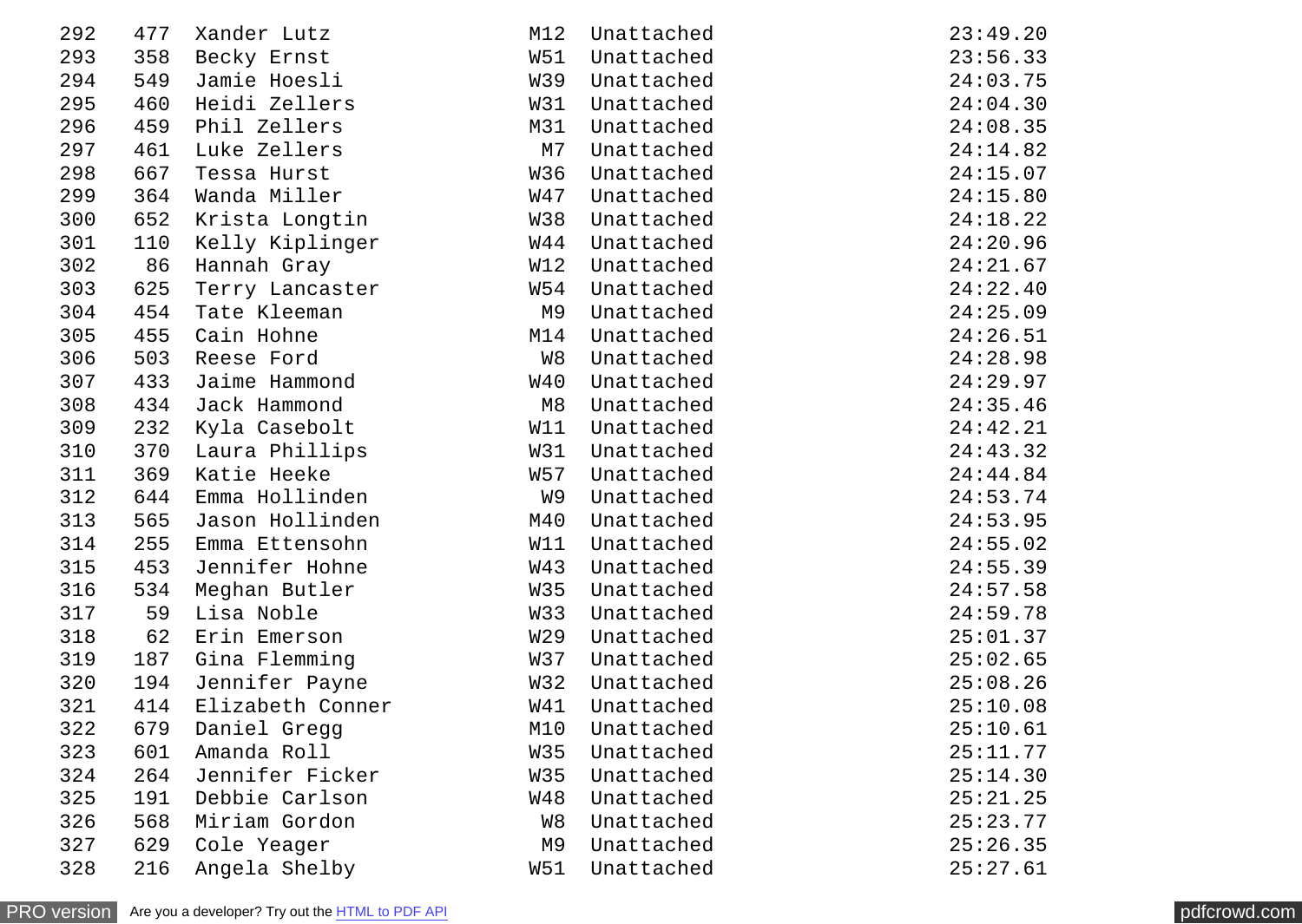| | | | | | |
|---|---|---|---|---|---|
| 292 | 477 | Xander Lutz | M12 | Unattached | 23:49.20 |
| 293 | 358 | Becky Ernst | W51 | Unattached | 23:56.33 |
| 294 | 549 | Jamie Hoesli | W39 | Unattached | 24:03.75 |
| 295 | 460 | Heidi Zellers | W31 | Unattached | 24:04.30 |
| 296 | 459 | Phil Zellers | M31 | Unattached | 24:08.35 |
| 297 | 461 | Luke Zellers | M7 | Unattached | 24:14.82 |
| 298 | 667 | Tessa Hurst | W36 | Unattached | 24:15.07 |
| 299 | 364 | Wanda Miller | W47 | Unattached | 24:15.80 |
| 300 | 652 | Krista Longtin | W38 | Unattached | 24:18.22 |
| 301 | 110 | Kelly Kiplinger | W44 | Unattached | 24:20.96 |
| 302 | 86 | Hannah Gray | W12 | Unattached | 24:21.67 |
| 303 | 625 | Terry Lancaster | W54 | Unattached | 24:22.40 |
| 304 | 454 | Tate Kleeman | M9 | Unattached | 24:25.09 |
| 305 | 455 | Cain Hohne | M14 | Unattached | 24:26.51 |
| 306 | 503 | Reese Ford | W8 | Unattached | 24:28.98 |
| 307 | 433 | Jaime Hammond | W40 | Unattached | 24:29.97 |
| 308 | 434 | Jack Hammond | M8 | Unattached | 24:35.46 |
| 309 | 232 | Kyla Casebolt | W11 | Unattached | 24:42.21 |
| 310 | 370 | Laura Phillips | W31 | Unattached | 24:43.32 |
| 311 | 369 | Katie Heeke | W57 | Unattached | 24:44.84 |
| 312 | 644 | Emma Hollinden | W9 | Unattached | 24:53.74 |
| 313 | 565 | Jason Hollinden | M40 | Unattached | 24:53.95 |
| 314 | 255 | Emma Ettensohn | W11 | Unattached | 24:55.02 |
| 315 | 453 | Jennifer Hohne | W43 | Unattached | 24:55.39 |
| 316 | 534 | Meghan Butler | W35 | Unattached | 24:57.58 |
| 317 | 59 | Lisa Noble | W33 | Unattached | 24:59.78 |
| 318 | 62 | Erin Emerson | W29 | Unattached | 25:01.37 |
| 319 | 187 | Gina Flemming | W37 | Unattached | 25:02.65 |
| 320 | 194 | Jennifer Payne | W32 | Unattached | 25:08.26 |
| 321 | 414 | Elizabeth Conner | W41 | Unattached | 25:10.08 |
| 322 | 679 | Daniel Gregg | M10 | Unattached | 25:10.61 |
| 323 | 601 | Amanda Roll | W35 | Unattached | 25:11.77 |
| 324 | 264 | Jennifer Ficker | W35 | Unattached | 25:14.30 |
| 325 | 191 | Debbie Carlson | W48 | Unattached | 25:21.25 |
| 326 | 568 | Miriam Gordon | W8 | Unattached | 25:23.77 |
| 327 | 629 | Cole Yeager | M9 | Unattached | 25:26.35 |
| 328 | 216 | Angela Shelby | W51 | Unattached | 25:27.61 |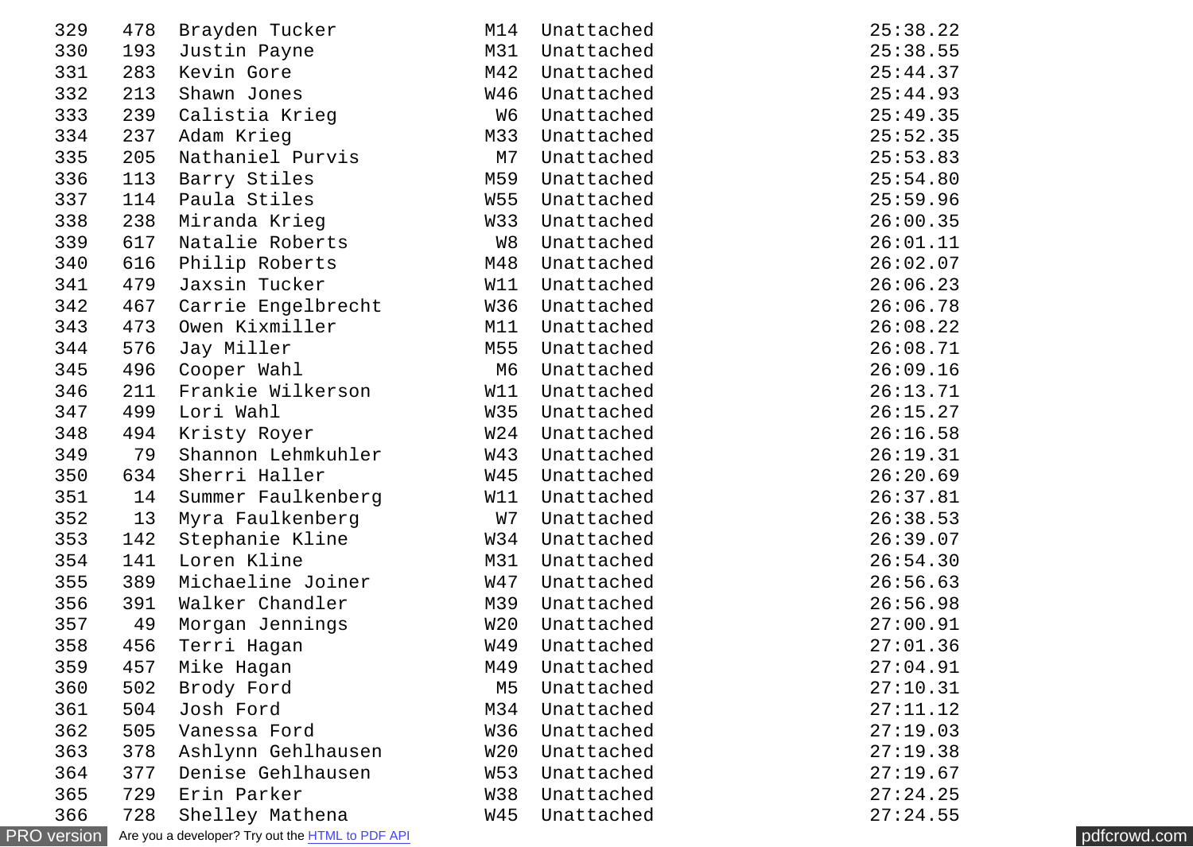| | | | | | |
|---|---|---|---|---|---|
| 329 | 478 | Brayden Tucker | M14 | Unattached | 25:38.22 |
| 330 | 193 | Justin Payne | M31 | Unattached | 25:38.55 |
| 331 | 283 | Kevin Gore | M42 | Unattached | 25:44.37 |
| 332 | 213 | Shawn Jones | W46 | Unattached | 25:44.93 |
| 333 | 239 | Calistia Krieg | W6 | Unattached | 25:49.35 |
| 334 | 237 | Adam Krieg | M33 | Unattached | 25:52.35 |
| 335 | 205 | Nathaniel Purvis | M7 | Unattached | 25:53.83 |
| 336 | 113 | Barry Stiles | M59 | Unattached | 25:54.80 |
| 337 | 114 | Paula Stiles | W55 | Unattached | 25:59.96 |
| 338 | 238 | Miranda Krieg | W33 | Unattached | 26:00.35 |
| 339 | 617 | Natalie Roberts | W8 | Unattached | 26:01.11 |
| 340 | 616 | Philip Roberts | M48 | Unattached | 26:02.07 |
| 341 | 479 | Jaxsin Tucker | W11 | Unattached | 26:06.23 |
| 342 | 467 | Carrie Engelbrecht | W36 | Unattached | 26:06.78 |
| 343 | 473 | Owen Kixmiller | M11 | Unattached | 26:08.22 |
| 344 | 576 | Jay Miller | M55 | Unattached | 26:08.71 |
| 345 | 496 | Cooper Wahl | M6 | Unattached | 26:09.16 |
| 346 | 211 | Frankie Wilkerson | W11 | Unattached | 26:13.71 |
| 347 | 499 | Lori Wahl | W35 | Unattached | 26:15.27 |
| 348 | 494 | Kristy Royer | W24 | Unattached | 26:16.58 |
| 349 | 79 | Shannon Lehmkuhler | W43 | Unattached | 26:19.31 |
| 350 | 634 | Sherri Haller | W45 | Unattached | 26:20.69 |
| 351 | 14 | Summer Faulkenberg | W11 | Unattached | 26:37.81 |
| 352 | 13 | Myra Faulkenberg | W7 | Unattached | 26:38.53 |
| 353 | 142 | Stephanie Kline | W34 | Unattached | 26:39.07 |
| 354 | 141 | Loren Kline | M31 | Unattached | 26:54.30 |
| 355 | 389 | Michaeline Joiner | W47 | Unattached | 26:56.63 |
| 356 | 391 | Walker Chandler | M39 | Unattached | 26:56.98 |
| 357 | 49 | Morgan Jennings | W20 | Unattached | 27:00.91 |
| 358 | 456 | Terri Hagan | W49 | Unattached | 27:01.36 |
| 359 | 457 | Mike Hagan | M49 | Unattached | 27:04.91 |
| 360 | 502 | Brody Ford | M5 | Unattached | 27:10.31 |
| 361 | 504 | Josh Ford | M34 | Unattached | 27:11.12 |
| 362 | 505 | Vanessa Ford | W36 | Unattached | 27:19.03 |
| 363 | 378 | Ashlynn Gehlhausen | W20 | Unattached | 27:19.38 |
| 364 | 377 | Denise Gehlhausen | W53 | Unattached | 27:19.67 |
| 365 | 729 | Erin Parker | W38 | Unattached | 27:24.25 |
| 366 | 728 | Shelley Mathena | W45 | Unattached | 27:24.55 |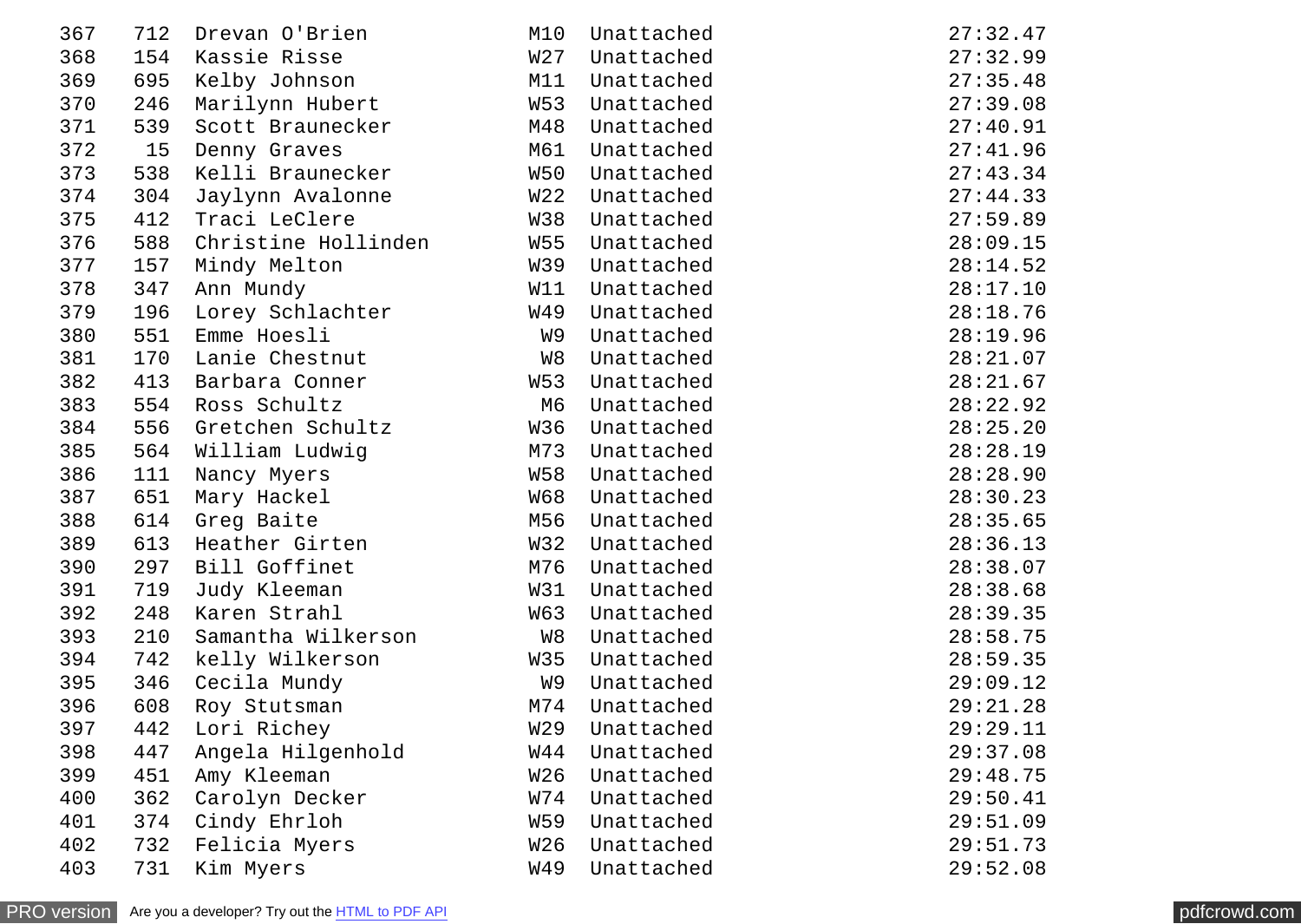| | | | | | |
|---|---|---|---|---|---|
| 367 | 712 | Drevan O'Brien | M10 | Unattached | 27:32.47 |
| 368 | 154 | Kassie Risse | W27 | Unattached | 27:32.99 |
| 369 | 695 | Kelby Johnson | M11 | Unattached | 27:35.48 |
| 370 | 246 | Marilynn Hubert | W53 | Unattached | 27:39.08 |
| 371 | 539 | Scott Braunecker | M48 | Unattached | 27:40.91 |
| 372 | 15 | Denny Graves | M61 | Unattached | 27:41.96 |
| 373 | 538 | Kelli Braunecker | W50 | Unattached | 27:43.34 |
| 374 | 304 | Jaylynn Avalonne | W22 | Unattached | 27:44.33 |
| 375 | 412 | Traci LeClere | W38 | Unattached | 27:59.89 |
| 376 | 588 | Christine Hollinden | W55 | Unattached | 28:09.15 |
| 377 | 157 | Mindy Melton | W39 | Unattached | 28:14.52 |
| 378 | 347 | Ann Mundy | W11 | Unattached | 28:17.10 |
| 379 | 196 | Lorey Schlachter | W49 | Unattached | 28:18.76 |
| 380 | 551 | Emme Hoesli | W9 | Unattached | 28:19.96 |
| 381 | 170 | Lanie Chestnut | W8 | Unattached | 28:21.07 |
| 382 | 413 | Barbara Conner | W53 | Unattached | 28:21.67 |
| 383 | 554 | Ross Schultz | M6 | Unattached | 28:22.92 |
| 384 | 556 | Gretchen Schultz | W36 | Unattached | 28:25.20 |
| 385 | 564 | William Ludwig | M73 | Unattached | 28:28.19 |
| 386 | 111 | Nancy Myers | W58 | Unattached | 28:28.90 |
| 387 | 651 | Mary Hackel | W68 | Unattached | 28:30.23 |
| 388 | 614 | Greg Baite | M56 | Unattached | 28:35.65 |
| 389 | 613 | Heather Girten | W32 | Unattached | 28:36.13 |
| 390 | 297 | Bill Goffinet | M76 | Unattached | 28:38.07 |
| 391 | 719 | Judy Kleeman | W31 | Unattached | 28:38.68 |
| 392 | 248 | Karen Strahl | W63 | Unattached | 28:39.35 |
| 393 | 210 | Samantha Wilkerson | W8 | Unattached | 28:58.75 |
| 394 | 742 | kelly Wilkerson | W35 | Unattached | 28:59.35 |
| 395 | 346 | Cecila Mundy | W9 | Unattached | 29:09.12 |
| 396 | 608 | Roy Stutsman | M74 | Unattached | 29:21.28 |
| 397 | 442 | Lori Richey | W29 | Unattached | 29:29.11 |
| 398 | 447 | Angela Hilgenhold | W44 | Unattached | 29:37.08 |
| 399 | 451 | Amy Kleeman | W26 | Unattached | 29:48.75 |
| 400 | 362 | Carolyn Decker | W74 | Unattached | 29:50.41 |
| 401 | 374 | Cindy Ehrloh | W59 | Unattached | 29:51.09 |
| 402 | 732 | Felicia Myers | W26 | Unattached | 29:51.73 |
| 403 | 731 | Kim Myers | W49 | Unattached | 29:52.08 |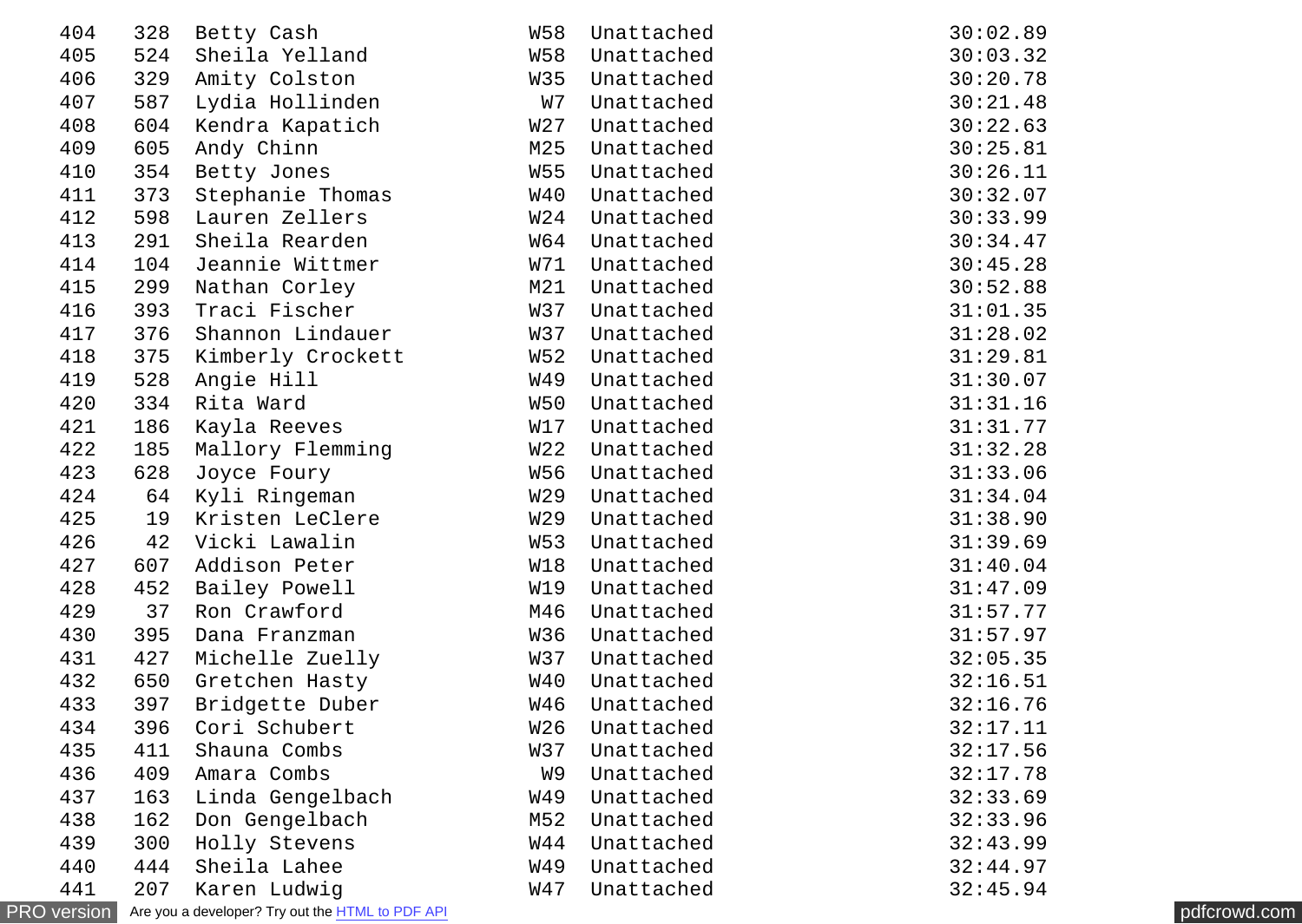| | | | | | |
|---|---|---|---|---|---|
| 404 | 328 | Betty Cash | W58 | Unattached | 30:02.89 |
| 405 | 524 | Sheila Yelland | W58 | Unattached | 30:03.32 |
| 406 | 329 | Amity Colston | W35 | Unattached | 30:20.78 |
| 407 | 587 | Lydia Hollinden | W7 | Unattached | 30:21.48 |
| 408 | 604 | Kendra Kapatich | W27 | Unattached | 30:22.63 |
| 409 | 605 | Andy Chinn | M25 | Unattached | 30:25.81 |
| 410 | 354 | Betty Jones | W55 | Unattached | 30:26.11 |
| 411 | 373 | Stephanie Thomas | W40 | Unattached | 30:32.07 |
| 412 | 598 | Lauren Zellers | W24 | Unattached | 30:33.99 |
| 413 | 291 | Sheila Rearden | W64 | Unattached | 30:34.47 |
| 414 | 104 | Jeannie Wittmer | W71 | Unattached | 30:45.28 |
| 415 | 299 | Nathan Corley | M21 | Unattached | 30:52.88 |
| 416 | 393 | Traci Fischer | W37 | Unattached | 31:01.35 |
| 417 | 376 | Shannon Lindauer | W37 | Unattached | 31:28.02 |
| 418 | 375 | Kimberly Crockett | W52 | Unattached | 31:29.81 |
| 419 | 528 | Angie Hill | W49 | Unattached | 31:30.07 |
| 420 | 334 | Rita Ward | W50 | Unattached | 31:31.16 |
| 421 | 186 | Kayla Reeves | W17 | Unattached | 31:31.77 |
| 422 | 185 | Mallory Flemming | W22 | Unattached | 31:32.28 |
| 423 | 628 | Joyce Foury | W56 | Unattached | 31:33.06 |
| 424 | 64 | Kyli Ringeman | W29 | Unattached | 31:34.04 |
| 425 | 19 | Kristen LeClere | W29 | Unattached | 31:38.90 |
| 426 | 42 | Vicki Lawalin | W53 | Unattached | 31:39.69 |
| 427 | 607 | Addison Peter | W18 | Unattached | 31:40.04 |
| 428 | 452 | Bailey Powell | W19 | Unattached | 31:47.09 |
| 429 | 37 | Ron Crawford | M46 | Unattached | 31:57.77 |
| 430 | 395 | Dana Franzman | W36 | Unattached | 31:57.97 |
| 431 | 427 | Michelle Zuelly | W37 | Unattached | 32:05.35 |
| 432 | 650 | Gretchen Hasty | W40 | Unattached | 32:16.51 |
| 433 | 397 | Bridgette Duber | W46 | Unattached | 32:16.76 |
| 434 | 396 | Cori Schubert | W26 | Unattached | 32:17.11 |
| 435 | 411 | Shauna Combs | W37 | Unattached | 32:17.56 |
| 436 | 409 | Amara Combs | W9 | Unattached | 32:17.78 |
| 437 | 163 | Linda Gengelbach | W49 | Unattached | 32:33.69 |
| 438 | 162 | Don Gengelbach | M52 | Unattached | 32:33.96 |
| 439 | 300 | Holly Stevens | W44 | Unattached | 32:43.99 |
| 440 | 444 | Sheila Lahee | W49 | Unattached | 32:44.97 |
| 441 | 207 | Karen Ludwig | W47 | Unattached | 32:45.94 |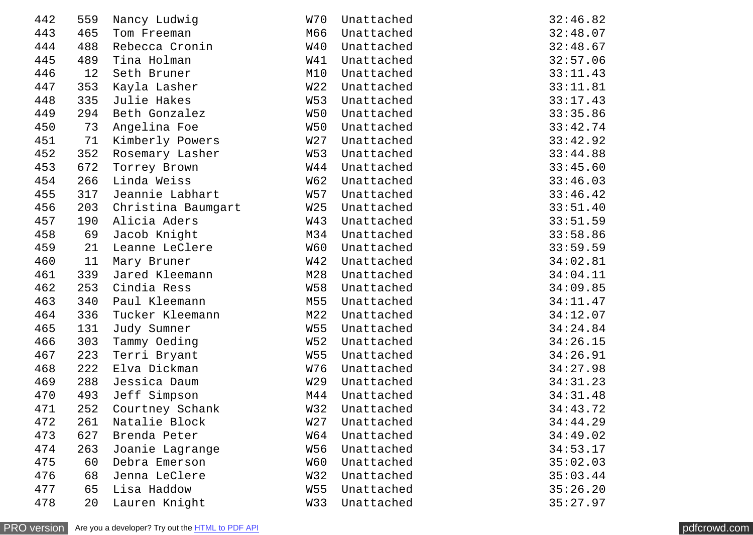| | | | | | |
|---|---|---|---|---|---|
| 442 | 559 | Nancy Ludwig | W70 | Unattached | 32:46.82 |
| 443 | 465 | Tom Freeman | M66 | Unattached | 32:48.07 |
| 444 | 488 | Rebecca Cronin | W40 | Unattached | 32:48.67 |
| 445 | 489 | Tina Holman | W41 | Unattached | 32:57.06 |
| 446 | 12 | Seth Bruner | M10 | Unattached | 33:11.43 |
| 447 | 353 | Kayla Lasher | W22 | Unattached | 33:11.81 |
| 448 | 335 | Julie Hakes | W53 | Unattached | 33:17.43 |
| 449 | 294 | Beth Gonzalez | W50 | Unattached | 33:35.86 |
| 450 | 73 | Angelina Foe | W50 | Unattached | 33:42.74 |
| 451 | 71 | Kimberly Powers | W27 | Unattached | 33:42.92 |
| 452 | 352 | Rosemary Lasher | W53 | Unattached | 33:44.88 |
| 453 | 672 | Torrey Brown | W44 | Unattached | 33:45.60 |
| 454 | 266 | Linda Weiss | W62 | Unattached | 33:46.03 |
| 455 | 317 | Jeannie Labhart | W57 | Unattached | 33:46.42 |
| 456 | 203 | Christina Baumgart | W25 | Unattached | 33:51.40 |
| 457 | 190 | Alicia Aders | W43 | Unattached | 33:51.59 |
| 458 | 69 | Jacob Knight | M34 | Unattached | 33:58.86 |
| 459 | 21 | Leanne LeClere | W60 | Unattached | 33:59.59 |
| 460 | 11 | Mary Bruner | W42 | Unattached | 34:02.81 |
| 461 | 339 | Jared Kleemann | M28 | Unattached | 34:04.11 |
| 462 | 253 | Cindia Ress | W58 | Unattached | 34:09.85 |
| 463 | 340 | Paul Kleemann | M55 | Unattached | 34:11.47 |
| 464 | 336 | Tucker Kleemann | M22 | Unattached | 34:12.07 |
| 465 | 131 | Judy Sumner | W55 | Unattached | 34:24.84 |
| 466 | 303 | Tammy Oeding | W52 | Unattached | 34:26.15 |
| 467 | 223 | Terri Bryant | W55 | Unattached | 34:26.91 |
| 468 | 222 | Elva Dickman | W76 | Unattached | 34:27.98 |
| 469 | 288 | Jessica Daum | W29 | Unattached | 34:31.23 |
| 470 | 493 | Jeff Simpson | M44 | Unattached | 34:31.48 |
| 471 | 252 | Courtney Schank | W32 | Unattached | 34:43.72 |
| 472 | 261 | Natalie Block | W27 | Unattached | 34:44.29 |
| 473 | 627 | Brenda Peter | W64 | Unattached | 34:49.02 |
| 474 | 263 | Joanie Lagrange | W56 | Unattached | 34:53.17 |
| 475 | 60 | Debra Emerson | W60 | Unattached | 35:02.03 |
| 476 | 68 | Jenna LeClere | W32 | Unattached | 35:03.44 |
| 477 | 65 | Lisa Haddow | W55 | Unattached | 35:26.20 |
| 478 | 20 | Lauren Knight | W33 | Unattached | 35:27.97 |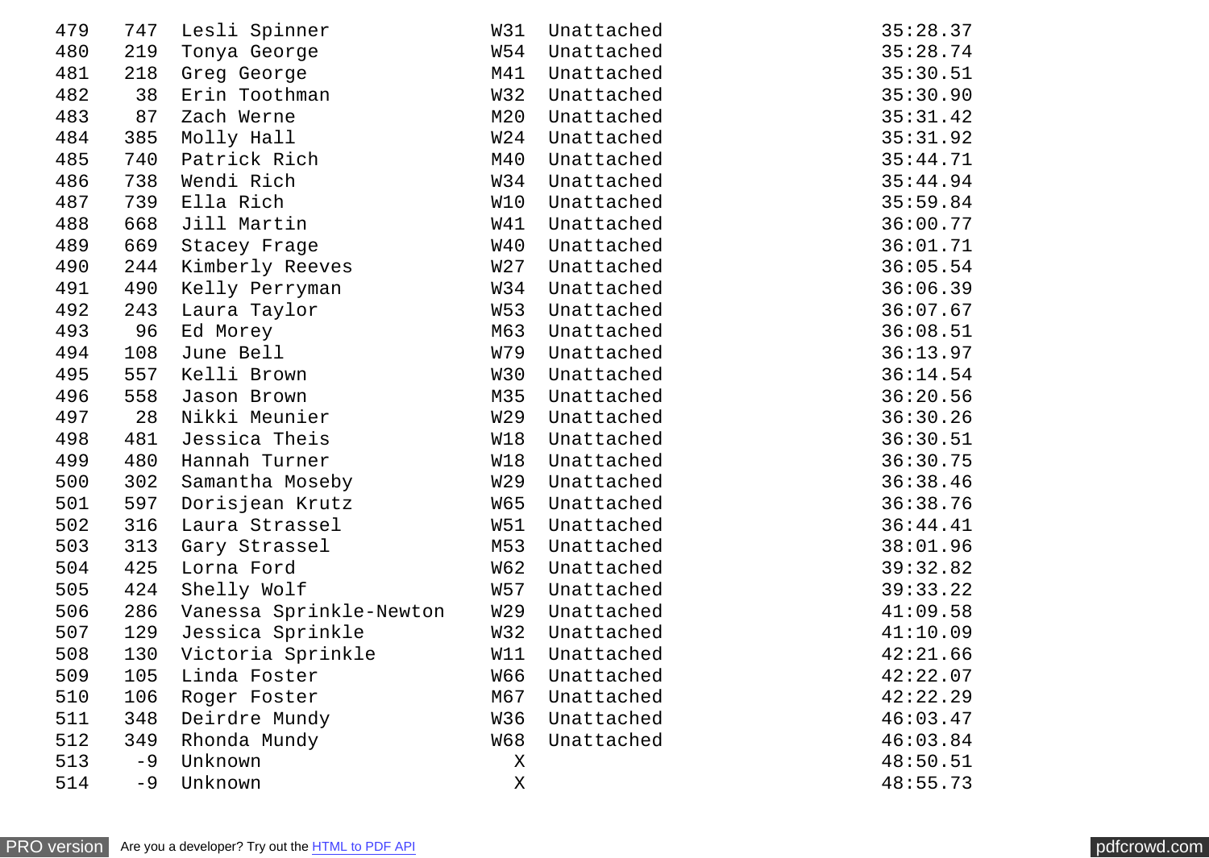| | | | | | |
|---|---|---|---|---|---|
| 479 | 747 | Lesli Spinner | W31 | Unattached | 35:28.37 |
| 480 | 219 | Tonya George | W54 | Unattached | 35:28.74 |
| 481 | 218 | Greg George | M41 | Unattached | 35:30.51 |
| 482 | 38 | Erin Toothman | W32 | Unattached | 35:30.90 |
| 483 | 87 | Zach Werne | M20 | Unattached | 35:31.42 |
| 484 | 385 | Molly Hall | W24 | Unattached | 35:31.92 |
| 485 | 740 | Patrick Rich | M40 | Unattached | 35:44.71 |
| 486 | 738 | Wendi Rich | W34 | Unattached | 35:44.94 |
| 487 | 739 | Ella Rich | W10 | Unattached | 35:59.84 |
| 488 | 668 | Jill Martin | W41 | Unattached | 36:00.77 |
| 489 | 669 | Stacey Frage | W40 | Unattached | 36:01.71 |
| 490 | 244 | Kimberly Reeves | W27 | Unattached | 36:05.54 |
| 491 | 490 | Kelly Perryman | W34 | Unattached | 36:06.39 |
| 492 | 243 | Laura Taylor | W53 | Unattached | 36:07.67 |
| 493 | 96 | Ed Morey | M63 | Unattached | 36:08.51 |
| 494 | 108 | June Bell | W79 | Unattached | 36:13.97 |
| 495 | 557 | Kelli Brown | W30 | Unattached | 36:14.54 |
| 496 | 558 | Jason Brown | M35 | Unattached | 36:20.56 |
| 497 | 28 | Nikki Meunier | W29 | Unattached | 36:30.26 |
| 498 | 481 | Jessica Theis | W18 | Unattached | 36:30.51 |
| 499 | 480 | Hannah Turner | W18 | Unattached | 36:30.75 |
| 500 | 302 | Samantha Moseby | W29 | Unattached | 36:38.46 |
| 501 | 597 | Dorisjean Krutz | W65 | Unattached | 36:38.76 |
| 502 | 316 | Laura Strassel | W51 | Unattached | 36:44.41 |
| 503 | 313 | Gary Strassel | M53 | Unattached | 38:01.96 |
| 504 | 425 | Lorna Ford | W62 | Unattached | 39:32.82 |
| 505 | 424 | Shelly Wolf | W57 | Unattached | 39:33.22 |
| 506 | 286 | Vanessa Sprinkle-Newton | W29 | Unattached | 41:09.58 |
| 507 | 129 | Jessica Sprinkle | W32 | Unattached | 41:10.09 |
| 508 | 130 | Victoria Sprinkle | W11 | Unattached | 42:21.66 |
| 509 | 105 | Linda Foster | W66 | Unattached | 42:22.07 |
| 510 | 106 | Roger Foster | M67 | Unattached | 42:22.29 |
| 511 | 348 | Deirdre Mundy | W36 | Unattached | 46:03.47 |
| 512 | 349 | Rhonda Mundy | W68 | Unattached | 46:03.84 |
| 513 | -9 | Unknown | X | | 48:50.51 |
| 514 | -9 | Unknown | X | | 48:55.73 |